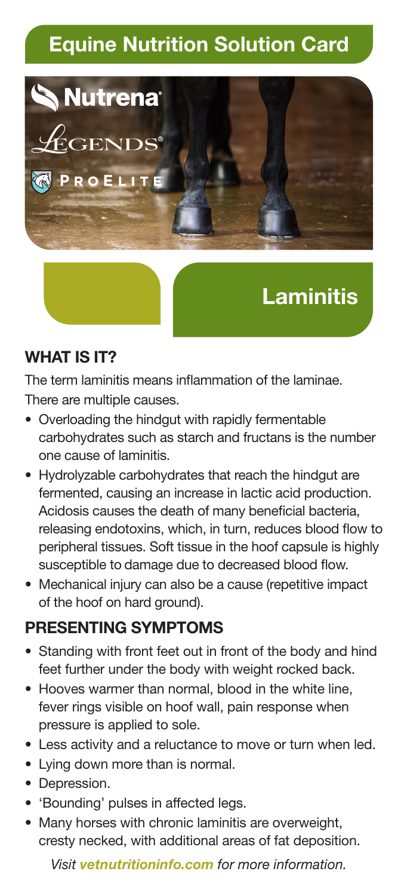# Equine Nutrition Solution Card

Nutrena®

Legends®

ProElite

## Laminitis

### WHAT IS IT?

The term laminitis means inflammation of the laminae. There are multiple causes.

- Overloading the hindgut with rapidly fermentable carbohydrates such as starch and fructans is the number one cause of laminitis.
- Hydrolyzable carbohydrates that reach the hindgut are fermented, causing an increase in lactic acid production. Acidosis causes the death of many beneficial bacteria, releasing endotoxins, which, in turn, reduces blood flow to peripheral tissues. Soft tissue in the hoof capsule is highly susceptible to damage due to decreased blood flow.
- Mechanical injury can also be a cause (repetitive impact of the hoof on hard ground).

### PRESENTING SYMPTOMS

- Standing with front feet out in front of the body and hind feet further under the body with weight rocked back.
- Hooves warmer than normal, blood in the white line, fever rings visible on hoof wall, pain response when pressure is applied to sole.
- Less activity and a reluctance to move or turn when led.
- Lying down more than is normal.
- Depression.
- 'Bounding' pulses in affected legs.
- Many horses with chronic laminitis are overweight, cresty necked, with additional areas of fat deposition.

*Visit **vetnutritioninfo.com** for more information.*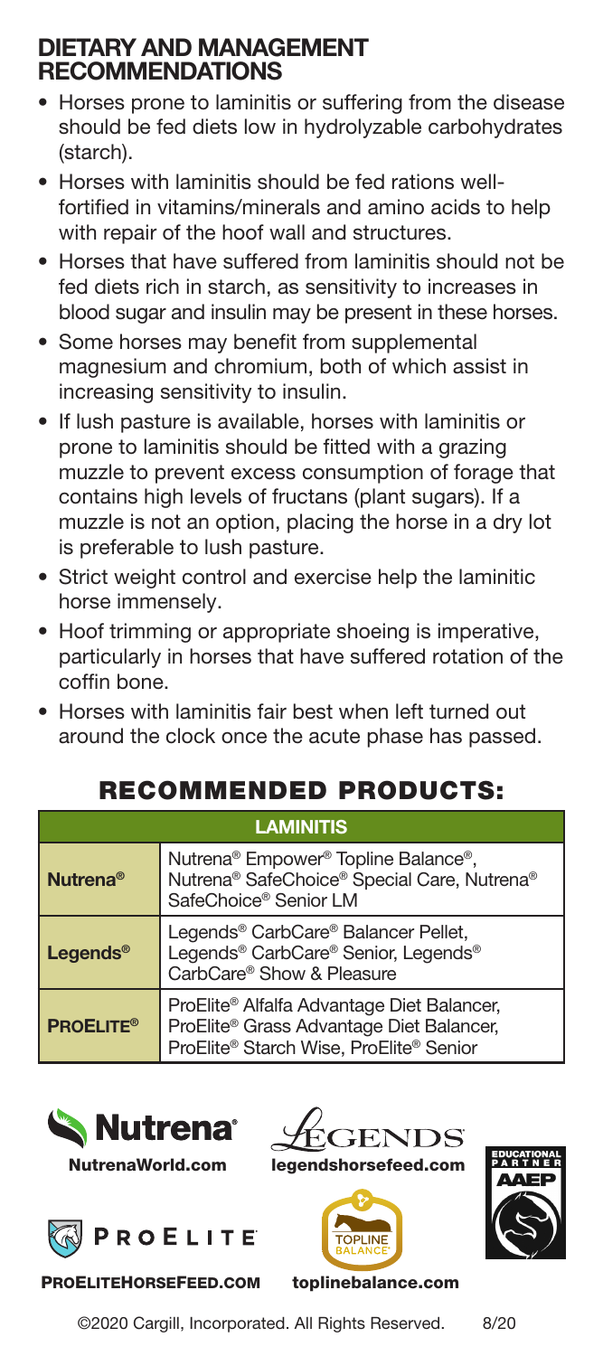## DIETARY AND MANAGEMENT RECOMMENDATIONS

- Horses prone to laminitis or suffering from the disease should be fed diets low in hydrolyzable carbohydrates (starch).
- Horses with laminitis should be fed rations well-fortified in vitamins/minerals and amino acids to help with repair of the hoof wall and structures.
- Horses that have suffered from laminitis should not be fed diets rich in starch, as sensitivity to increases in blood sugar and insulin may be present in these horses.
- Some horses may benefit from supplemental magnesium and chromium, both of which assist in increasing sensitivity to insulin.
- If lush pasture is available, horses with laminitis or prone to laminitis should be fitted with a grazing muzzle to prevent excess consumption of forage that contains high levels of fructans (plant sugars). If a muzzle is not an option, placing the horse in a dry lot is preferable to lush pasture.
- Strict weight control and exercise help the laminitic horse immensely.
- Hoof trimming or appropriate shoeing is imperative, particularly in horses that have suffered rotation of the coffin bone.
- Horses with laminitis fair best when left turned out around the clock once the acute phase has passed.

## RECOMMENDED PRODUCTS:

| LAMINITIS | |
|---|---|
| **Nutrena®** | Nutrena® Empower® Topline Balance®, Nutrena® SafeChoice® Special Care, Nutrena® SafeChoice® Senior LM |
| **Legends®** | Legends® CarbCare® Balancer Pellet, Legends® CarbCare® Senior, Legends® CarbCare® Show & Pleasure |
| **PROELITE®** | ProElite® Alfalfa Advantage Diet Balancer, ProElite® Grass Advantage Diet Balancer, ProElite® Starch Wise, ProElite® Senior |

Nutrena®
NutrenaWorld.com

Legends
legendshorsefeed.com

EDUCATIONAL PARTNER AAEP

ProElite
ProEliteHorseFeed.com

Topline Balance®
toplinebalance.com

©2020 Cargill, Incorporated. All Rights Reserved. 8/20